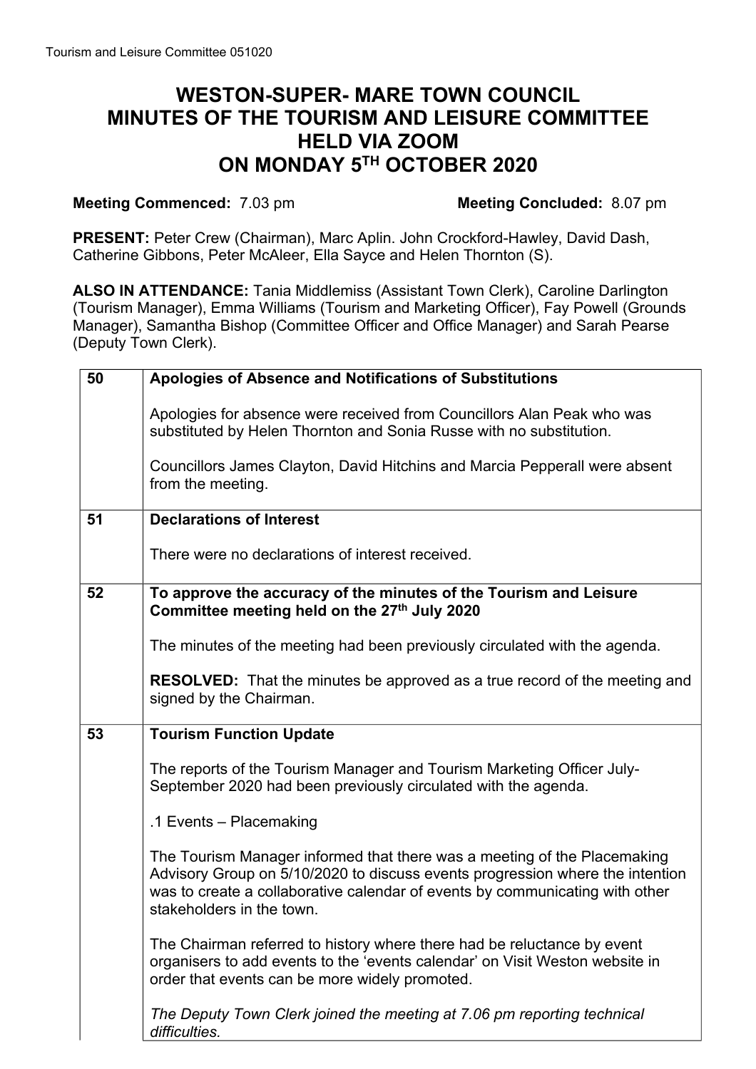# WESTON-SUPER- MARE TOWN COUNCIL
# MINUTES OF THE TOURISM AND LEISURE COMMITTEE
# HELD VIA ZOOM
# ON MONDAY 5TH OCTOBER 2020

**Meeting Commenced:** 7.03 pm **Meeting Concluded:** 8.07 pm

**PRESENT:** Peter Crew (Chairman), Marc Aplin. John Crockford-Hawley, David Dash, Catherine Gibbons, Peter McAleer, Ella Sayce and Helen Thornton (S).

**ALSO IN ATTENDANCE:** Tania Middlemiss (Assistant Town Clerk), Caroline Darlington (Tourism Manager), Emma Williams (Tourism and Marketing Officer), Fay Powell (Grounds Manager), Samantha Bishop (Committee Officer and Office Manager) and Sarah Pearse (Deputy Town Clerk).

| | |
|---|---|
| **50** | **Apologies of Absence and Notifications of Substitutions**<br><br>Apologies for absence were received from Councillors Alan Peak who was substituted by Helen Thornton and Sonia Russe with no substitution.<br><br>Councillors James Clayton, David Hitchins and Marcia Pepperall were absent from the meeting. |
| **51** | **Declarations of Interest**<br><br>There were no declarations of interest received. |
| **52** | **To approve the accuracy of the minutes of the Tourism and Leisure Committee meeting held on the 27th July 2020**<br><br>The minutes of the meeting had been previously circulated with the agenda.<br><br>**RESOLVED:** That the minutes be approved as a true record of the meeting and signed by the Chairman. |
| **53** | **Tourism Function Update**<br><br>The reports of the Tourism Manager and Tourism Marketing Officer July-September 2020 had been previously circulated with the agenda.<br><br>.1 Events – Placemaking<br><br>The Tourism Manager informed that there was a meeting of the Placemaking Advisory Group on 5/10/2020 to discuss events progression where the intention was to create a collaborative calendar of events by communicating with other stakeholders in the town.<br><br>The Chairman referred to history where there had be reluctance by event organisers to add events to the 'events calendar' on Visit Weston website in order that events can be more widely promoted.<br><br>*The Deputy Town Clerk joined the meeting at 7.06 pm reporting technical difficulties.* |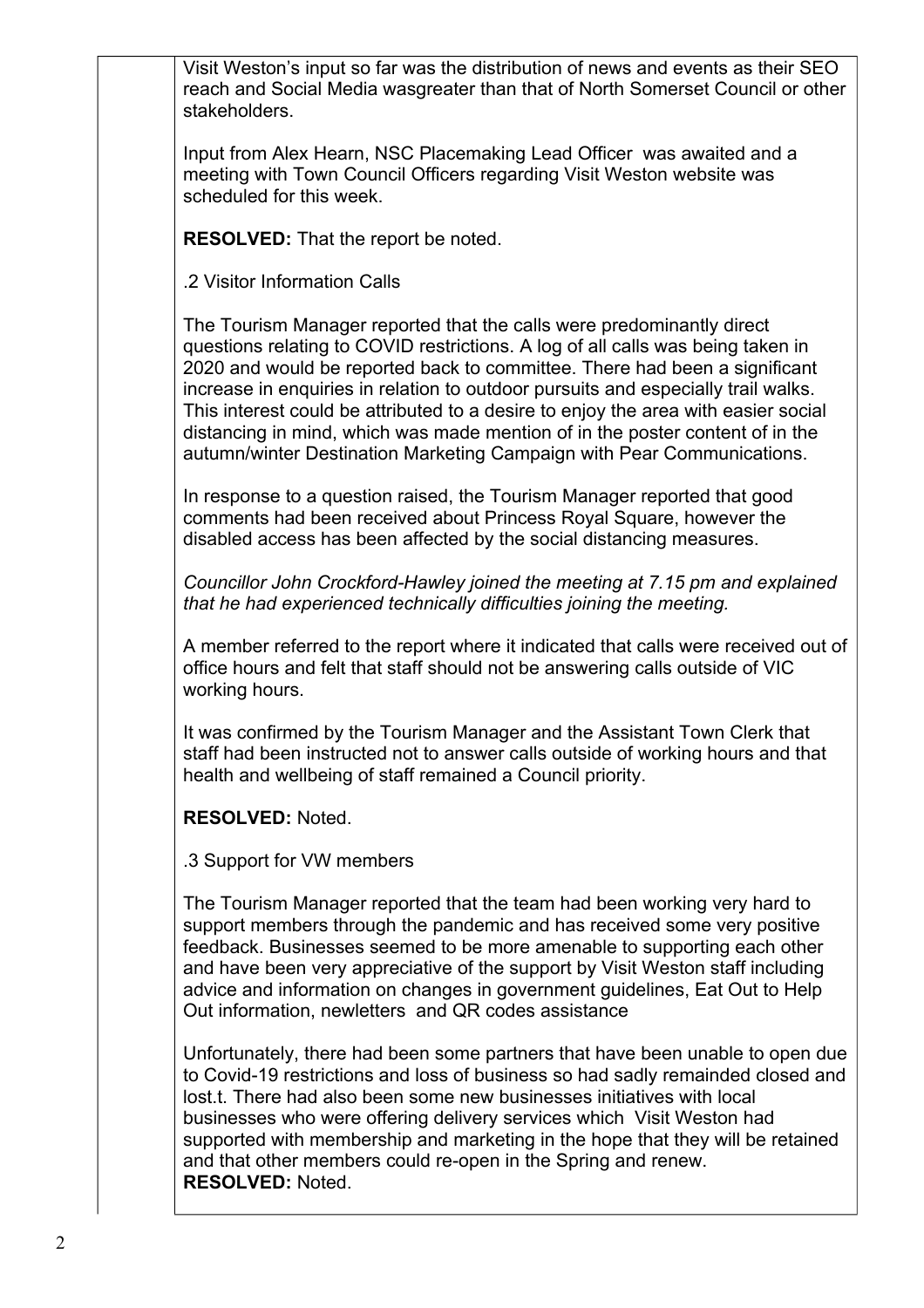Visit Weston's input so far was the distribution of news and events as their SEO reach and Social Media wasgreater than that of North Somerset Council or other stakeholders.

Input from Alex Hearn, NSC Placemaking Lead Officer was awaited and a meeting with Town Council Officers regarding Visit Weston website was scheduled for this week.

**RESOLVED:** That the report be noted.

.2 Visitor Information Calls

The Tourism Manager reported that the calls were predominantly direct questions relating to COVID restrictions. A log of all calls was being taken in 2020 and would be reported back to committee. There had been a significant increase in enquiries in relation to outdoor pursuits and especially trail walks. This interest could be attributed to a desire to enjoy the area with easier social distancing in mind, which was made mention of in the poster content of in the autumn/winter Destination Marketing Campaign with Pear Communications.

In response to a question raised, the Tourism Manager reported that good comments had been received about Princess Royal Square, however the disabled access has been affected by the social distancing measures.

*Councillor John Crockford-Hawley joined the meeting at 7.15 pm and explained that he had experienced technically difficulties joining the meeting.*

A member referred to the report where it indicated that calls were received out of office hours and felt that staff should not be answering calls outside of VIC working hours.

It was confirmed by the Tourism Manager and the Assistant Town Clerk that staff had been instructed not to answer calls outside of working hours and that health and wellbeing of staff remained a Council priority.

**RESOLVED:** Noted.

.3 Support for VW members

The Tourism Manager reported that the team had been working very hard to support members through the pandemic and has received some very positive feedback. Businesses seemed to be more amenable to supporting each other and have been very appreciative of the support by Visit Weston staff including advice and information on changes in government guidelines, Eat Out to Help Out information, newletters and QR codes assistance

Unfortunately, there had been some partners that have been unable to open due to Covid-19 restrictions and loss of business so had sadly remainded closed and lost.t. There had also been some new businesses initiatives with local businesses who were offering delivery services which Visit Weston had supported with membership and marketing in the hope that they will be retained and that other members could re-open in the Spring and renew.
**RESOLVED:** Noted.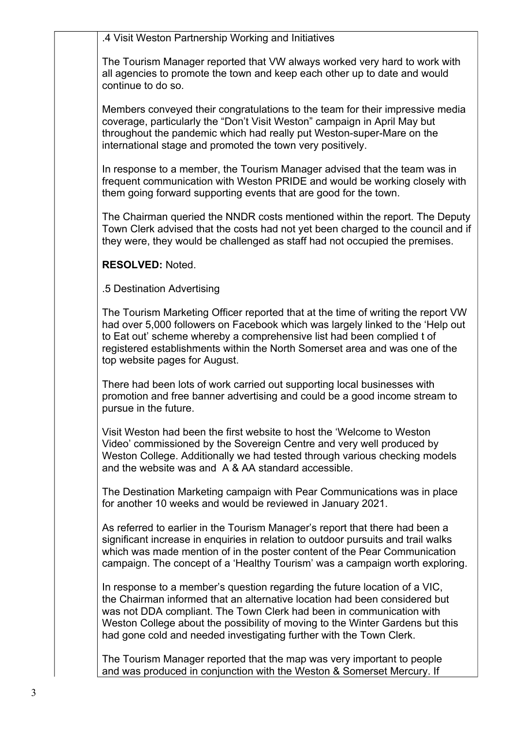.4 Visit Weston Partnership Working and Initiatives

The Tourism Manager reported that VW always worked very hard to work with all agencies to promote the town and keep each other up to date and would continue to do so.

Members conveyed their congratulations to the team for their impressive media coverage, particularly the "Don't Visit Weston" campaign in April May but throughout the pandemic which had really put Weston-super-Mare on the international stage and promoted the town very positively.

In response to a member, the Tourism Manager advised that the team was in frequent communication with Weston PRIDE and would be working closely with them going forward supporting events that are good for the town.

The Chairman queried the NNDR costs mentioned within the report. The Deputy Town Clerk advised that the costs had not yet been charged to the council and if they were, they would be challenged as staff had not occupied the premises.

**RESOLVED:** Noted.

.5 Destination Advertising

The Tourism Marketing Officer reported that at the time of writing the report VW had over 5,000 followers on Facebook which was largely linked to the 'Help out to Eat out' scheme whereby a comprehensive list had been complied t of registered establishments within the North Somerset area and was one of the top website pages for August.

There had been lots of work carried out supporting local businesses with promotion and free banner advertising and could be a good income stream to pursue in the future.

Visit Weston had been the first website to host the 'Welcome to Weston Video' commissioned by the Sovereign Centre and very well produced by Weston College. Additionally we had tested through various checking models and the website was and A & AA standard accessible.

The Destination Marketing campaign with Pear Communications was in place for another 10 weeks and would be reviewed in January 2021.

As referred to earlier in the Tourism Manager's report that there had been a significant increase in enquiries in relation to outdoor pursuits and trail walks which was made mention of in the poster content of the Pear Communication campaign. The concept of a 'Healthy Tourism' was a campaign worth exploring.

In response to a member's question regarding the future location of a VIC, the Chairman informed that an alternative location had been considered but was not DDA compliant. The Town Clerk had been in communication with Weston College about the possibility of moving to the Winter Gardens but this had gone cold and needed investigating further with the Town Clerk.

The Tourism Manager reported that the map was very important to people and was produced in conjunction with the Weston & Somerset Mercury. If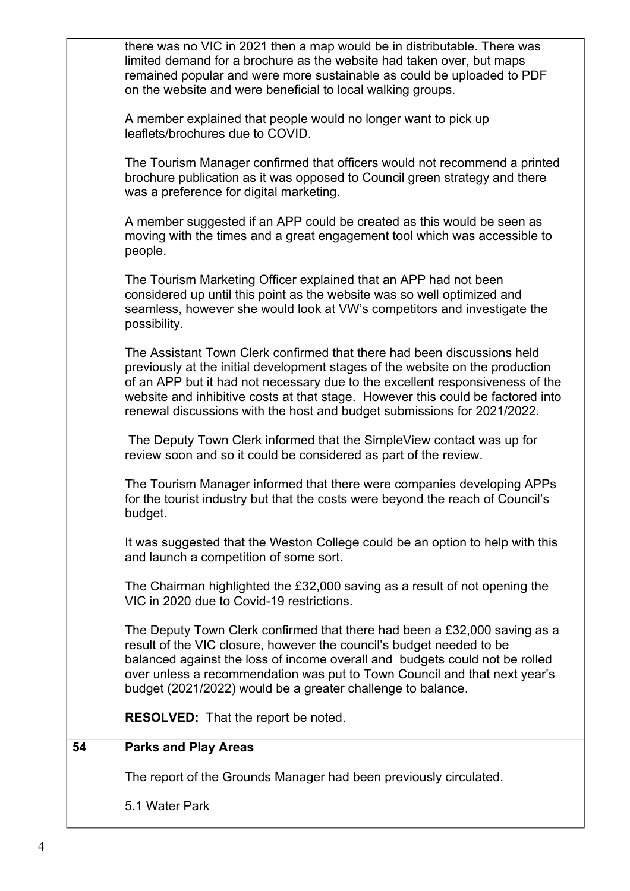| | |
|---|---|
| | there was no VIC in 2021 then a map would be in distributable. There was limited demand for a brochure as the website had taken over, but maps remained popular and were more sustainable as could be uploaded to PDF on the website and were beneficial to local walking groups.<br><br>A member explained that people would no longer want to pick up leaflets/brochures due to COVID.<br><br>The Tourism Manager confirmed that officers would not recommend a printed brochure publication as it was opposed to Council green strategy and there was a preference for digital marketing.<br><br>A member suggested if an APP could be created as this would be seen as moving with the times and a great engagement tool which was accessible to people.<br><br>The Tourism Marketing Officer explained that an APP had not been considered up until this point as the website was so well optimized and seamless, however she would look at VW's competitors and investigate the possibility.<br><br>The Assistant Town Clerk confirmed that there had been discussions held previously at the initial development stages of the website on the production of an APP but it had not necessary due to the excellent responsiveness of the website and inhibitive costs at that stage. However this could be factored into renewal discussions with the host and budget submissions for 2021/2022.<br><br>The Deputy Town Clerk informed that the SimpleView contact was up for review soon and so it could be considered as part of the review.<br><br>The Tourism Manager informed that there were companies developing APPs for the tourist industry but that the costs were beyond the reach of Council's budget.<br><br>It was suggested that the Weston College could be an option to help with this and launch a competition of some sort.<br><br>The Chairman highlighted the £32,000 saving as a result of not opening the VIC in 2020 due to Covid-19 restrictions.<br><br>The Deputy Town Clerk confirmed that there had been a £32,000 saving as a result of the VIC closure, however the council's budget needed to be balanced against the loss of income overall and budgets could not be rolled over unless a recommendation was put to Town Council and that next year's budget (2021/2022) would be a greater challenge to balance.<br><br>**RESOLVED:** That the report be noted. |
| **54** | **Parks and Play Areas**<br><br>The report of the Grounds Manager had been previously circulated.<br><br>5.1 Water Park |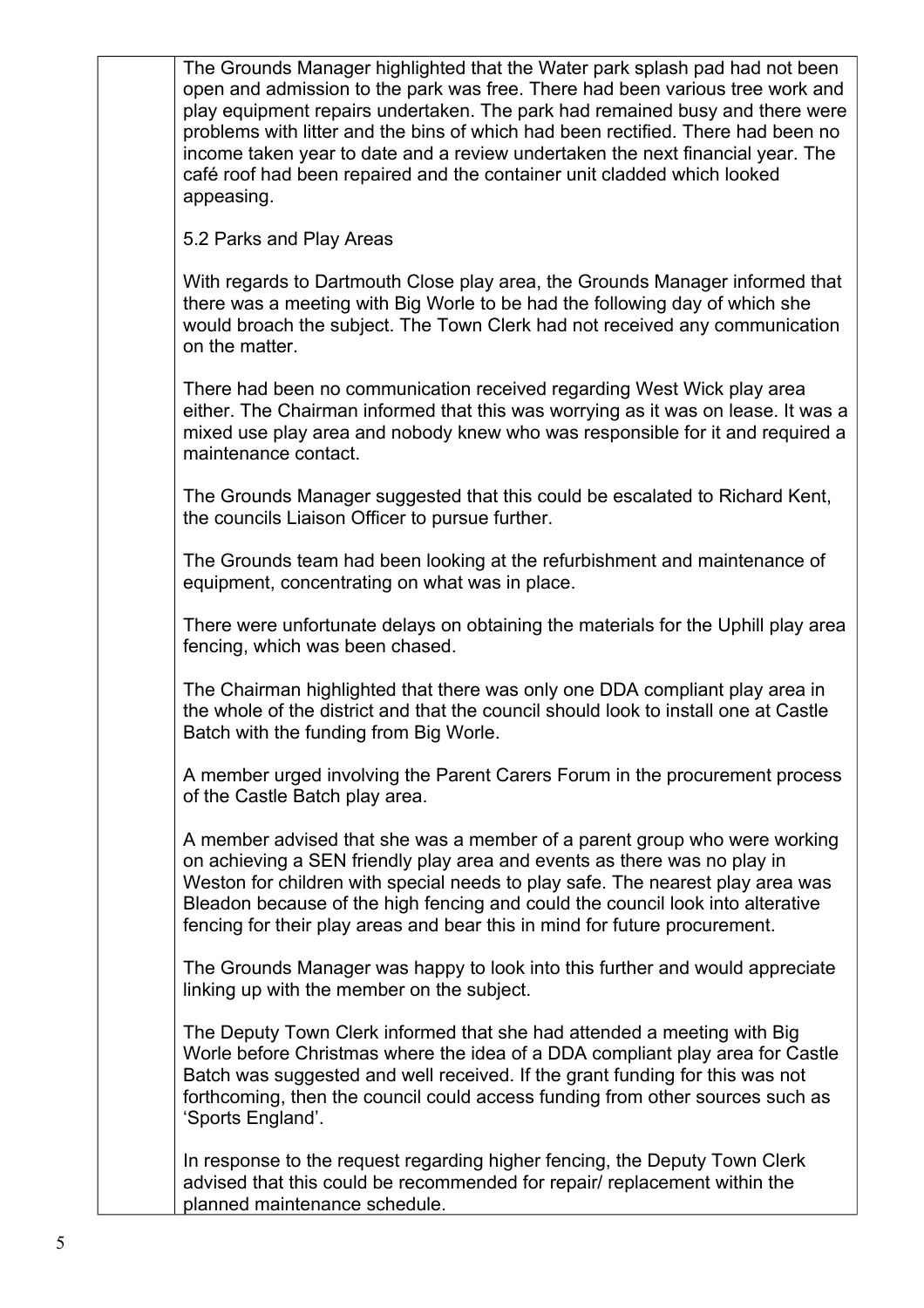The Grounds Manager highlighted that the Water park splash pad had not been open and admission to the park was free. There had been various tree work and play equipment repairs undertaken. The park had remained busy and there were problems with litter and the bins of which had been rectified. There had been no income taken year to date and a review undertaken the next financial year. The café roof had been repaired and the container unit cladded which looked appeasing.

5.2 Parks and Play Areas

With regards to Dartmouth Close play area, the Grounds Manager informed that there was a meeting with Big Worle to be had the following day of which she would broach the subject. The Town Clerk had not received any communication on the matter.

There had been no communication received regarding West Wick play area either. The Chairman informed that this was worrying as it was on lease. It was a mixed use play area and nobody knew who was responsible for it and required a maintenance contact.

The Grounds Manager suggested that this could be escalated to Richard Kent, the councils Liaison Officer to pursue further.

The Grounds team had been looking at the refurbishment and maintenance of equipment, concentrating on what was in place.

There were unfortunate delays on obtaining the materials for the Uphill play area fencing, which was been chased.

The Chairman highlighted that there was only one DDA compliant play area in the whole of the district and that the council should look to install one at Castle Batch with the funding from Big Worle.

A member urged involving the Parent Carers Forum in the procurement process of the Castle Batch play area.

A member advised that she was a member of a parent group who were working on achieving a SEN friendly play area and events as there was no play in Weston for children with special needs to play safe. The nearest play area was Bleadon because of the high fencing and could the council look into alterative fencing for their play areas and bear this in mind for future procurement.

The Grounds Manager was happy to look into this further and would appreciate linking up with the member on the subject.

The Deputy Town Clerk informed that she had attended a meeting with Big Worle before Christmas where the idea of a DDA compliant play area for Castle Batch was suggested and well received. If the grant funding for this was not forthcoming, then the council could access funding from other sources such as 'Sports England'.

In response to the request regarding higher fencing, the Deputy Town Clerk advised that this could be recommended for repair/ replacement within the planned maintenance schedule.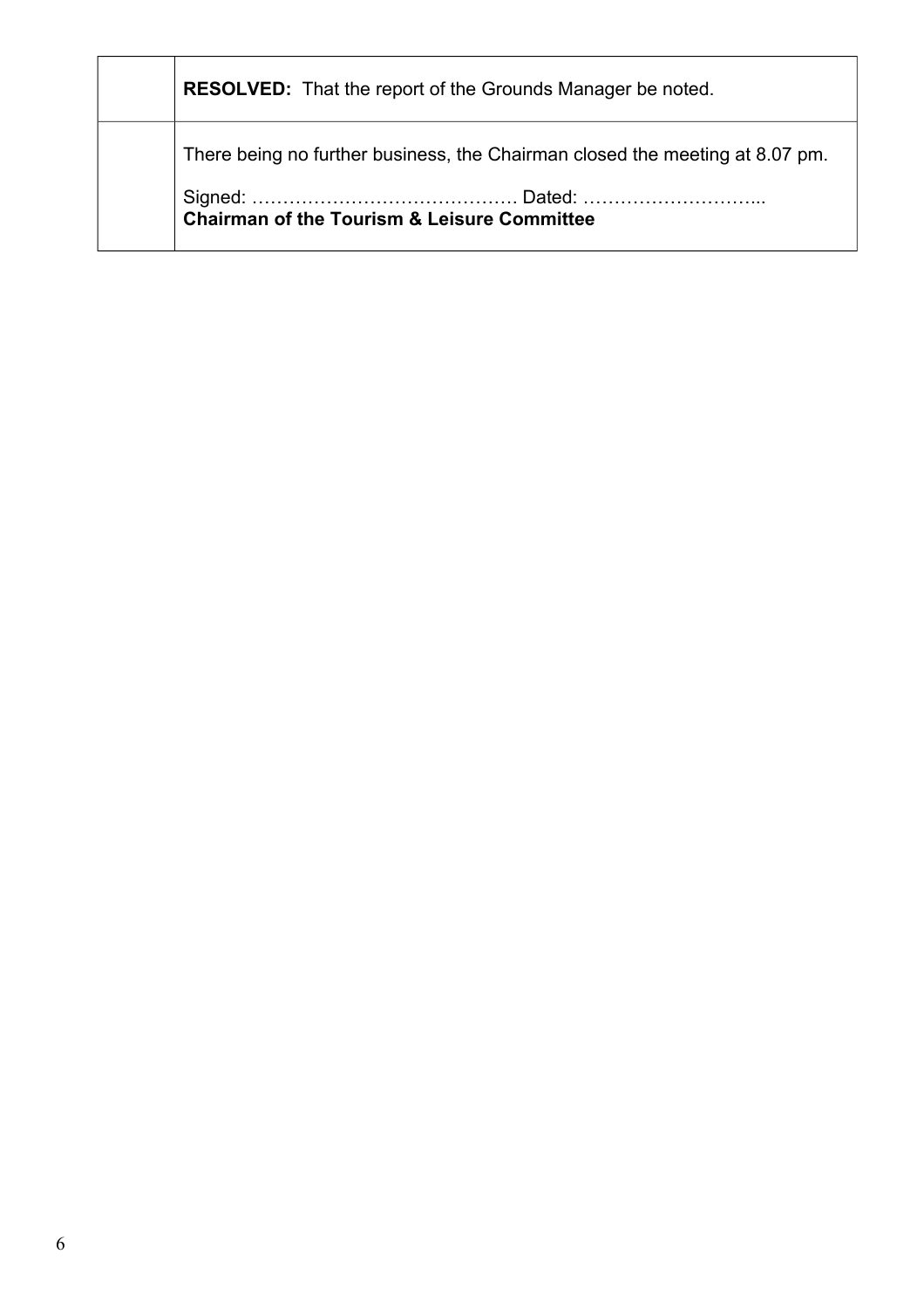| | |
|---|---|
| | **RESOLVED:** That the report of the Grounds Manager be noted. |
| | There being no further business, the Chairman closed the meeting at 8.07 pm.<br><br>Signed: ……………………………………. Dated: ………………………...<br>**Chairman of the Tourism & Leisure Committee** |